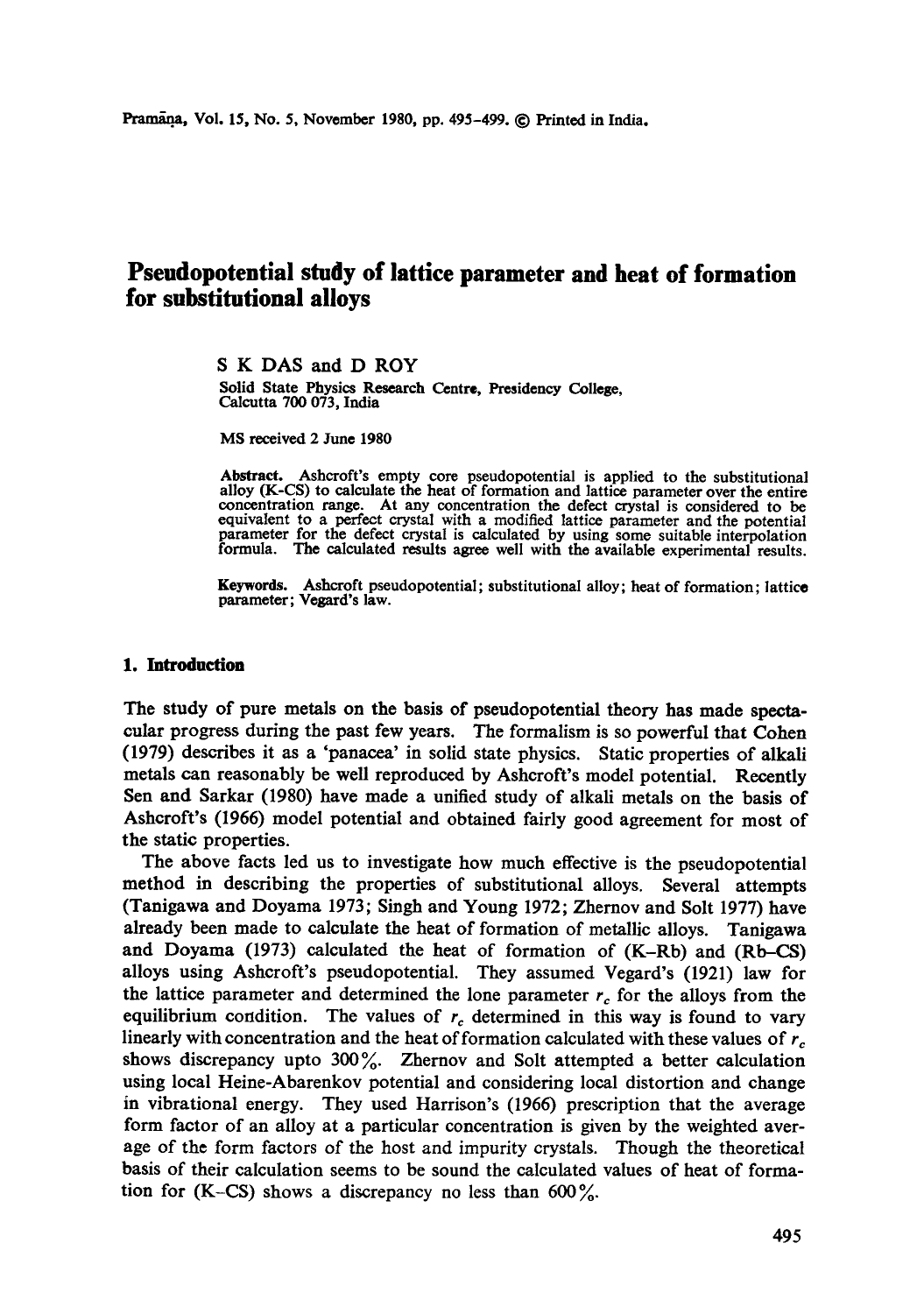# Pseudopotential study of lattice parameter and heat of formation for substitutional alloys

S K DAS and D ROY

Solid State Physics Research Centre, Presidency College, Calcutta 700 073, India

MS received 2 June 1980

**Abstract.** Ashcroft's empty core pseudopotential is applied to the substitutional alloy (K-CS) to calculate the heat of formation and lattice parameter over the entire concentration range. At any concentration the defect crystal is considered to be equivalent to a perfect crystal with a modified lattice parameter and the potential parameter for the defect crystal is calculated by using some suitable interpolation formula. The calculated results agree well with the available experimental results.

**Keywords.** Ashcroft pseudopotential; substitutional alloy; heat of formation; lattice parameter; Vegard's law.

## 1. Introduction

The study of pure metals on the basis of pseudopotential theory has made spectacular progress during the past few years. The formalism is so powerful that Cohen (1979) describes it as a 'panacea' in solid state physics. Static properties of alkali metals can reasonably be well reproduced by Ashcroft's model potential. Recently Sen and Sarkar (1980) have made a unified study of alkali metals on the basis of Ashcroft's (1966) model potential and obtained fairly good agreement for most of the static properties.

The above facts led us to investigate how much effective is the pseudopotential method in describing the properties of substitutional alloys. Several attempts (Tanigawa and Doyama 1973; Singh and Young 1972; Zhernov and Solt 1977) have already been made to calculate the heat of formation of metallic alloys. Tanigawa and Doyama (1973) calculated the heat of formation of (K–Rb) and (Rb–CS) alloys using Ashcroft's pseudopotential. They assumed Vegard's (1921) law for the lattice parameter and determined the lone parameter $r_c$ for the alloys from the equilibrium condition. The values of $r_c$ determined in this way is found to vary linearly with concentration and the heat of formation calculated with these values of $r_c$ shows discrepancy upto 300%. Zhernov and Solt attempted a better calculation using local Heine-Abarenkov potential and considering local distortion and change in vibrational energy. They used Harrison's (1966) prescription that the average form factor of an alloy at a particular concentration is given by the weighted average of the form factors of the host and impurity crystals. Though the theoretical basis of their calculation seems to be sound the calculated values of heat of formation for (K–CS) shows a discrepancy no less than 600%.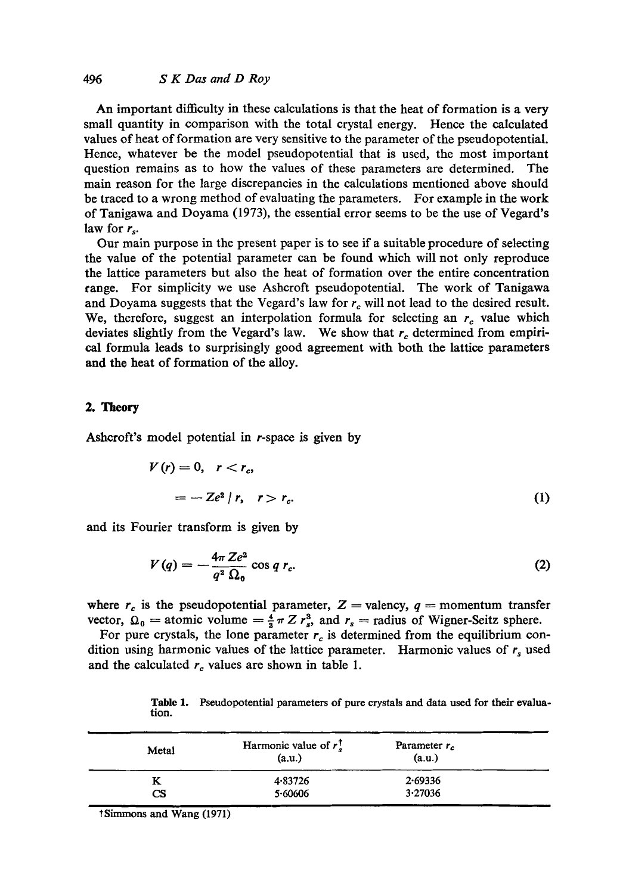An important difficulty in these calculations is that the heat of formation is a very small quantity in comparison with the total crystal energy. Hence the calculated values of heat of formation are very sensitive to the parameter of the pseudopotential. Hence, whatever be the model pseudopotential that is used, the most important question remains as to how the values of these parameters are determined. The main reason for the large discrepancies in the calculations mentioned above should be traced to a wrong method of evaluating the parameters. For example in the work of Tanigawa and Doyama (1973), the essential error seems to be the use of Vegard's law for $r_s$.

Our main purpose in the present paper is to see if a suitable procedure of selecting the value of the potential parameter can be found which will not only reproduce the lattice parameters but also the heat of formation over the entire concentration range. For simplicity we use Ashcroft pseudopotential. The work of Tanigawa and Doyama suggests that the Vegard's law for $r_c$ will not lead to the desired result. We, therefore, suggest an interpolation formula for selecting an $r_c$ value which deviates slightly from the Vegard's law. We show that $r_c$ determined from empirical formula leads to surprisingly good agreement with both the lattice parameters and the heat of formation of the alloy.

## 2. Theory

Ashcroft's model potential in $r$-space is given by

$$
\begin{aligned}
V(r) &= 0, \quad r < r_c, \\
&= -Ze^2 / r, \quad r > r_c.
\end{aligned}
\tag{1}
$$

and its Fourier transform is given by

$$
V(q) = -\frac{4\pi Ze^2}{q^2 \Omega_0} \cos q\, r_c. \tag{2}
$$

where $r_c$ is the pseudopotential parameter, $Z$ = valency, $q$ = momentum transfer vector, $\Omega_0$ = atomic volume $= \frac{4}{3}\pi Z r_s^3$, and $r_s$ = radius of Wigner-Seitz sphere.

For pure crystals, the lone parameter $r_c$ is determined from the equilibrium condition using harmonic values of the lattice parameter. Harmonic values of $r_s$ used and the calculated $r_c$ values are shown in table 1.

Table 1. Pseudopotential parameters of pure crystals and data used for their evaluation.

| Metal | Harmonic value of $r_s^{\dagger}$ (a.u.) | Parameter $r_c$ (a.u.) |
|---|---|---|
| K | 4·83726 | 2·69336 |
| CS | 5·60606 | 3·27036 |

†Simmons and Wang (1971)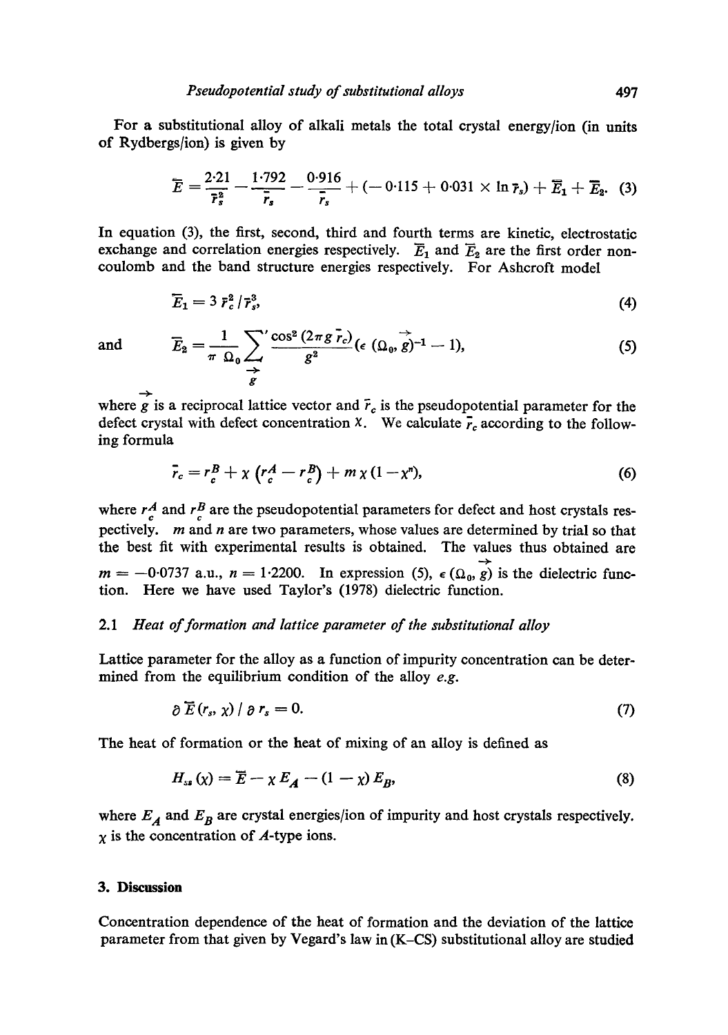For a substitutional alloy of alkali metals the total crystal energy/ion (in units of Rydbergs/ion) is given by

$$\bar{E} = \frac{2 \cdot 21}{\bar{r}_s^2} - \frac{1 \cdot 792}{\bar{r}_s} - \frac{0 \cdot 916}{\bar{r}_s} + (-0 \cdot 115 + 0 \cdot 031 \times \ln \bar{r}_s) + \bar{E}_1 + \bar{E}_2. \quad (3)$$

In equation (3), the first, second, third and fourth terms are kinetic, electrostatic exchange and correlation energies respectively. $\bar{E}_1$ and $\bar{E}_2$ are the first order non-coulomb and the band structure energies respectively. For Ashcroft model

$$\bar{E}_1 = 3\, \bar{r}_c^2 / \bar{r}_s^3, \quad (4)$$

and

$$\bar{E}_2 = \frac{1}{\pi\, \Omega_0} \sum_{\vec{g}}{}' \frac{\cos^2 (2\pi g\, \bar{r}_c)}{g^2} (\epsilon\, (\Omega_0, \vec{g})^{-1} - 1), \quad (5)$$

where $\vec{g}$ is a reciprocal lattice vector and $\bar{r}_c$ is the pseudopotential parameter for the defect crystal with defect concentration $\chi$. We calculate $\bar{r}_c$ according to the following formula

$$\bar{r}_c = r_c^B + \chi\, (r_c^A - r_c^B) + m\, \chi\, (1 - \chi^n), \quad (6)$$

where $r_c^A$ and $r_c^B$ are the pseudopotential parameters for defect and host crystals respectively. $m$ and $n$ are two parameters, whose values are determined by trial so that the best fit with experimental results is obtained. The values thus obtained are $m = -0 \cdot 0737$ a.u., $n = 1 \cdot 2200$. In expression (5), $\epsilon\, (\Omega_0, \vec{g})$ is the dielectric function. Here we have used Taylor's (1978) dielectric function.

### 2.1 *Heat of formation and lattice parameter of the substitutional alloy*

Lattice parameter for the alloy as a function of impurity concentration can be determined from the equilibrium condition of the alloy *e.g.*

$$\partial\, \bar{E}\, (r_s, \chi)\, /\, \partial\, r_s = 0. \quad (7)$$

The heat of formation or the heat of mixing of an alloy is defined as

$$H_{ss}\, (\chi) = \bar{E} - \chi\, E_A - (1 - \chi)\, E_B, \quad (8)$$

where $E_A$ and $E_B$ are crystal energies/ion of impurity and host crystals respectively. $\chi$ is the concentration of $A$-type ions.

## 3. Discussion

Concentration dependence of the heat of formation and the deviation of the lattice parameter from that given by Vegard's law in (K–CS) substitutional alloy are studied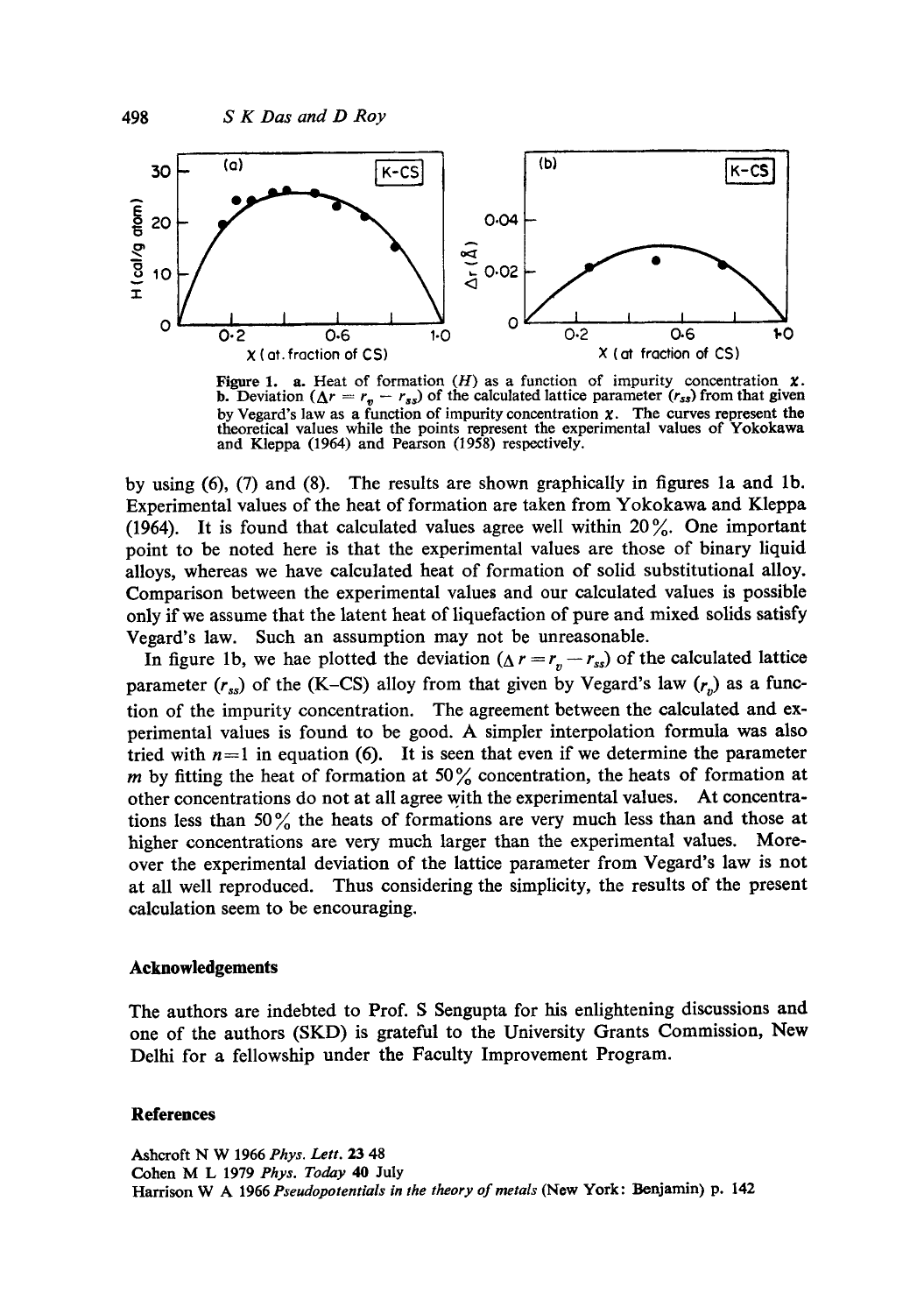(a)

K–CS

30

20

10

0

H (cal/g atom)

0·2 0·6 1·0

X (at. fraction of CS)

(b)

K–CS

0·04

0·02

0

Δr (Å)

0·2 0·6 1·0

X (at fraction of CS)

**Figure 1.** **a.** Heat of formation ($H$) as a function of impurity concentration $x$. **b.** Deviation ($\Delta r = r_v - r_{ss}$) of the calculated lattice parameter ($r_{ss}$) from that given by Vegard's law as a function of impurity concentration $x$. The curves represent the theoretical values while the points represent the experimental values of Yokokawa and Kleppa (1964) and Pearson (1958) respectively.

by using (6), (7) and (8). The results are shown graphically in figures 1a and 1b. Experimental values of the heat of formation are taken from Yokokawa and Kleppa (1964). It is found that calculated values agree well within 20%. One important point to be noted here is that the experimental values are those of binary liquid alloys, whereas we have calculated heat of formation of solid substitutional alloy. Comparison between the experimental values and our calculated values is possible only if we assume that the latent heat of liquefaction of pure and mixed solids satisfy Vegard's law. Such an assumption may not be unreasonable.

In figure 1b, we hae plotted the deviation ($\Delta r = r_v - r_{ss}$) of the calculated lattice parameter ($r_{ss}$) of the (K–CS) alloy from that given by Vegard's law ($r_v$) as a function of the impurity concentration. The agreement between the calculated and experimental values is found to be good. A simpler interpolation formula was also tried with $n=1$ in equation (6). It is seen that even if we determine the parameter $m$ by fitting the heat of formation at 50% concentration, the heats of formation at other concentrations do not at all agree with the experimental values. At concentrations less than 50% the heats of formations are very much less than and those at higher concentrations are very much larger than the experimental values. Moreover the experimental deviation of the lattice parameter from Vegard's law is not at all well reproduced. Thus considering the simplicity, the results of the present calculation seem to be encouraging.

## Acknowledgements

The authors are indebted to Prof. S Sengupta for his enlightening discussions and one of the authors (SKD) is grateful to the University Grants Commission, New Delhi for a fellowship under the Faculty Improvement Program.

## References

Ashcroft N W 1966 *Phys. Lett.* **23** 48

Cohen M L 1979 *Phys. Today* **40** July

Harrison W A 1966 *Pseudopotentials in the theory of metals* (New York: Benjamin) p. 142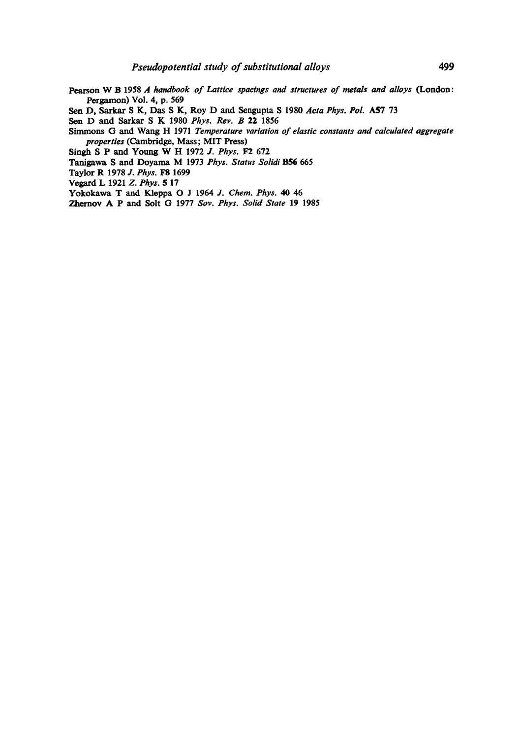Pearson W B 1958 *A handbook of Lattice spacings and structures of metals and alloys* (London: Pergamon) Vol. 4, p. 569

Sen D, Sarkar S K, Das S K, Roy D and Sengupta S 1980 *Acta Phys. Pol.* **A57** 73

Sen D and Sarkar S K 1980 *Phys. Rev. B* **22** 1856

Simmons G and Wang H 1971 *Temperature variation of elastic constants and calculated aggregate properties* (Cambridge, Mass; MIT Press)

Singh S P and Young W H 1972 *J. Phys.* **F2** 672

Tanigawa S and Doyama M 1973 *Phys. Status Solidi* **B56** 665

Taylor R 1978 *J. Phys.* **F8** 1699

Vegard L 1921 *Z. Phys.* **5** 17

Yokokawa T and Kleppa O J 1964 *J. Chem. Phys.* **40** 46

Zhernov A P and Solt G 1977 *Sov. Phys. Solid State* **19** 1985